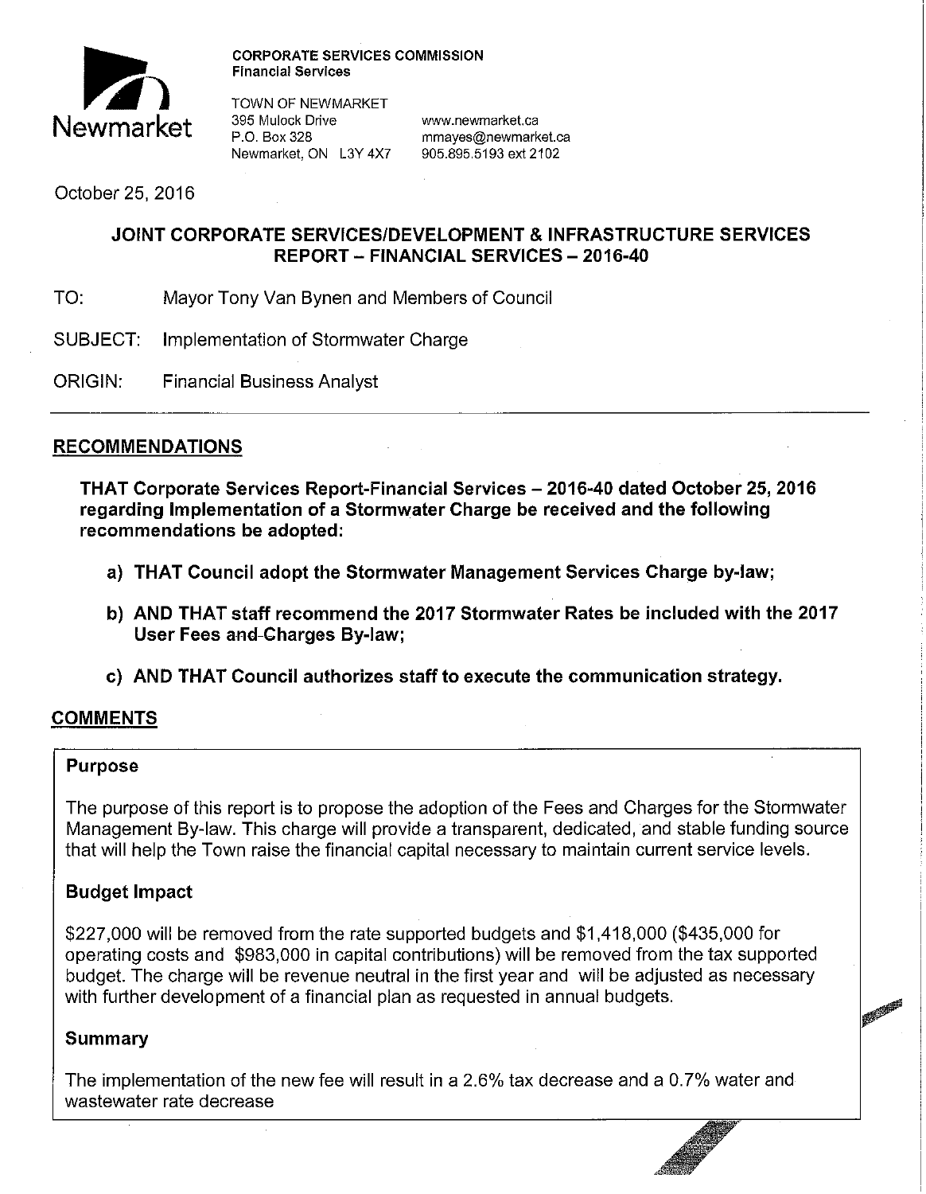**CORPORATE SERVICES COMMISSION**
**Financial Services**

Newmarket

TOWN OF NEWMARKET
395 Mulock Drive
P.O. Box 328
Newmarket, ON L3Y 4X7

www.newmarket.ca
mmayes@newmarket.ca
905.895.5193 ext 2102

October 25, 2016

## JOINT CORPORATE SERVICES/DEVELOPMENT & INFRASTRUCTURE SERVICES REPORT – FINANCIAL SERVICES – 2016-40

TO: Mayor Tony Van Bynen and Members of Council

SUBJECT: Implementation of Stormwater Charge

ORIGIN: Financial Business Analyst

## RECOMMENDATIONS

**THAT Corporate Services Report-Financial Services – 2016-40 dated October 25, 2016 regarding Implementation of a Stormwater Charge be received and the following recommendations be adopted:**

**a) THAT Council adopt the Stormwater Management Services Charge by-law;**

**b) AND THAT staff recommend the 2017 Stormwater Rates be included with the 2017 User Fees and Charges By-law;**

**c) AND THAT Council authorizes staff to execute the communication strategy.**

## COMMENTS

### Purpose

The purpose of this report is to propose the adoption of the Fees and Charges for the Stormwater Management By-law. This charge will provide a transparent, dedicated, and stable funding source that will help the Town raise the financial capital necessary to maintain current service levels.

### Budget Impact

$227,000 will be removed from the rate supported budgets and $1,418,000 ($435,000 for operating costs and $983,000 in capital contributions) will be removed from the tax supported budget. The charge will be revenue neutral in the first year and will be adjusted as necessary with further development of a financial plan as requested in annual budgets.

### Summary

The implementation of the new fee will result in a 2.6% tax decrease and a 0.7% water and wastewater rate decrease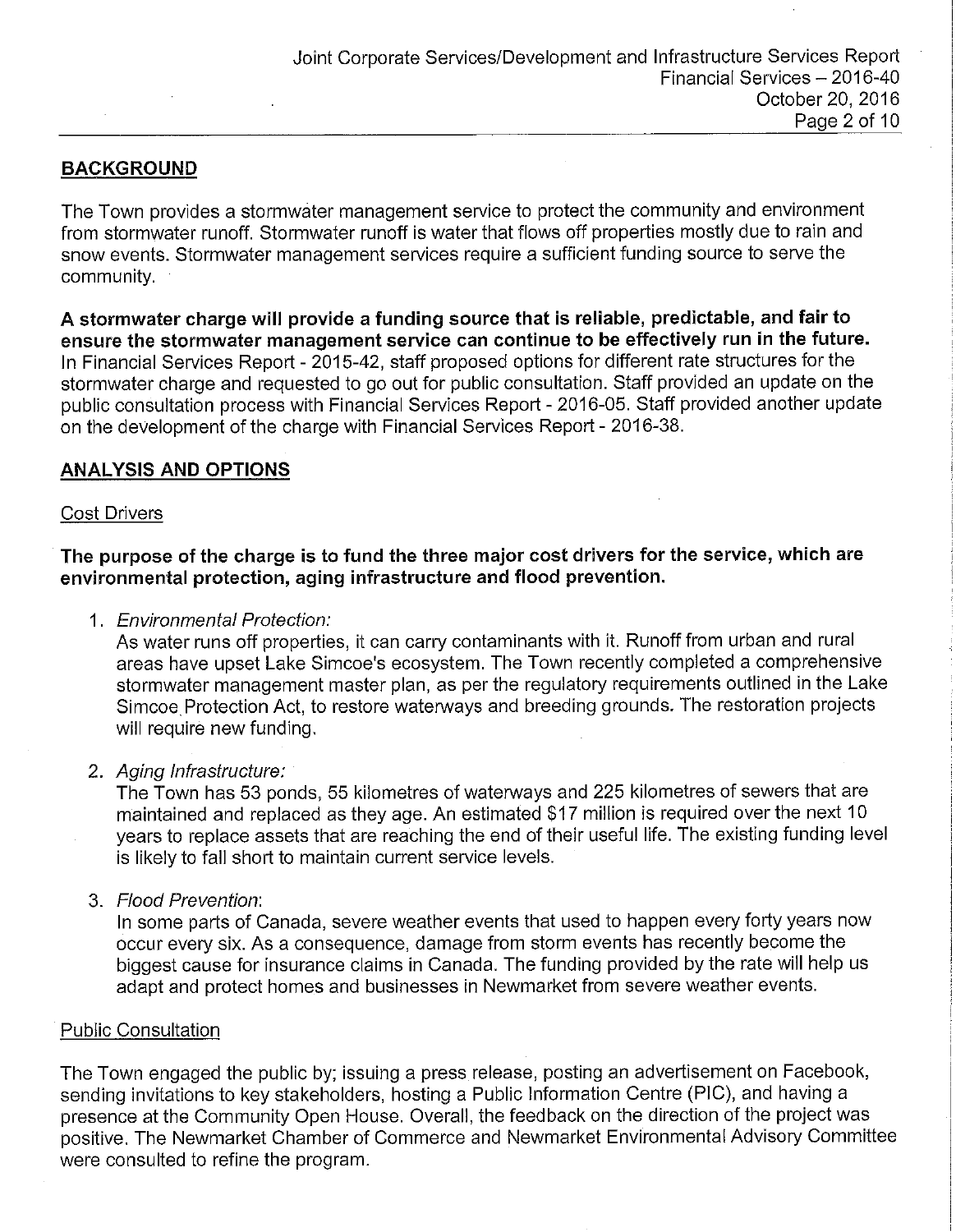## BACKGROUND

The Town provides a stormwater management service to protect the community and environment from stormwater runoff. Stormwater runoff is water that flows off properties mostly due to rain and snow events. Stormwater management services require a sufficient funding source to serve the community.

**A stormwater charge will provide a funding source that is reliable, predictable, and fair to ensure the stormwater management service can continue to be effectively run in the future.** In Financial Services Report - 2015-42, staff proposed options for different rate structures for the stormwater charge and requested to go out for public consultation. Staff provided an update on the public consultation process with Financial Services Report - 2016-05. Staff provided another update on the development of the charge with Financial Services Report - 2016-38.

## ANALYSIS AND OPTIONS

### Cost Drivers

**The purpose of the charge is to fund the three major cost drivers for the service, which are environmental protection, aging infrastructure and flood prevention.**

1. *Environmental Protection:*
   As water runs off properties, it can carry contaminants with it. Runoff from urban and rural areas have upset Lake Simcoe's ecosystem. The Town recently completed a comprehensive stormwater management master plan, as per the regulatory requirements outlined in the Lake Simcoe Protection Act, to restore waterways and breeding grounds. The restoration projects will require new funding.

2. *Aging Infrastructure:*
   The Town has 53 ponds, 55 kilometres of waterways and 225 kilometres of sewers that are maintained and replaced as they age. An estimated $17 million is required over the next 10 years to replace assets that are reaching the end of their useful life. The existing funding level is likely to fall short to maintain current service levels.

3. *Flood Prevention:*
   In some parts of Canada, severe weather events that used to happen every forty years now occur every six. As a consequence, damage from storm events has recently become the biggest cause for insurance claims in Canada. The funding provided by the rate will help us adapt and protect homes and businesses in Newmarket from severe weather events.

### Public Consultation

The Town engaged the public by; issuing a press release, posting an advertisement on Facebook, sending invitations to key stakeholders, hosting a Public Information Centre (PIC), and having a presence at the Community Open House. Overall, the feedback on the direction of the project was positive. The Newmarket Chamber of Commerce and Newmarket Environmental Advisory Committee were consulted to refine the program.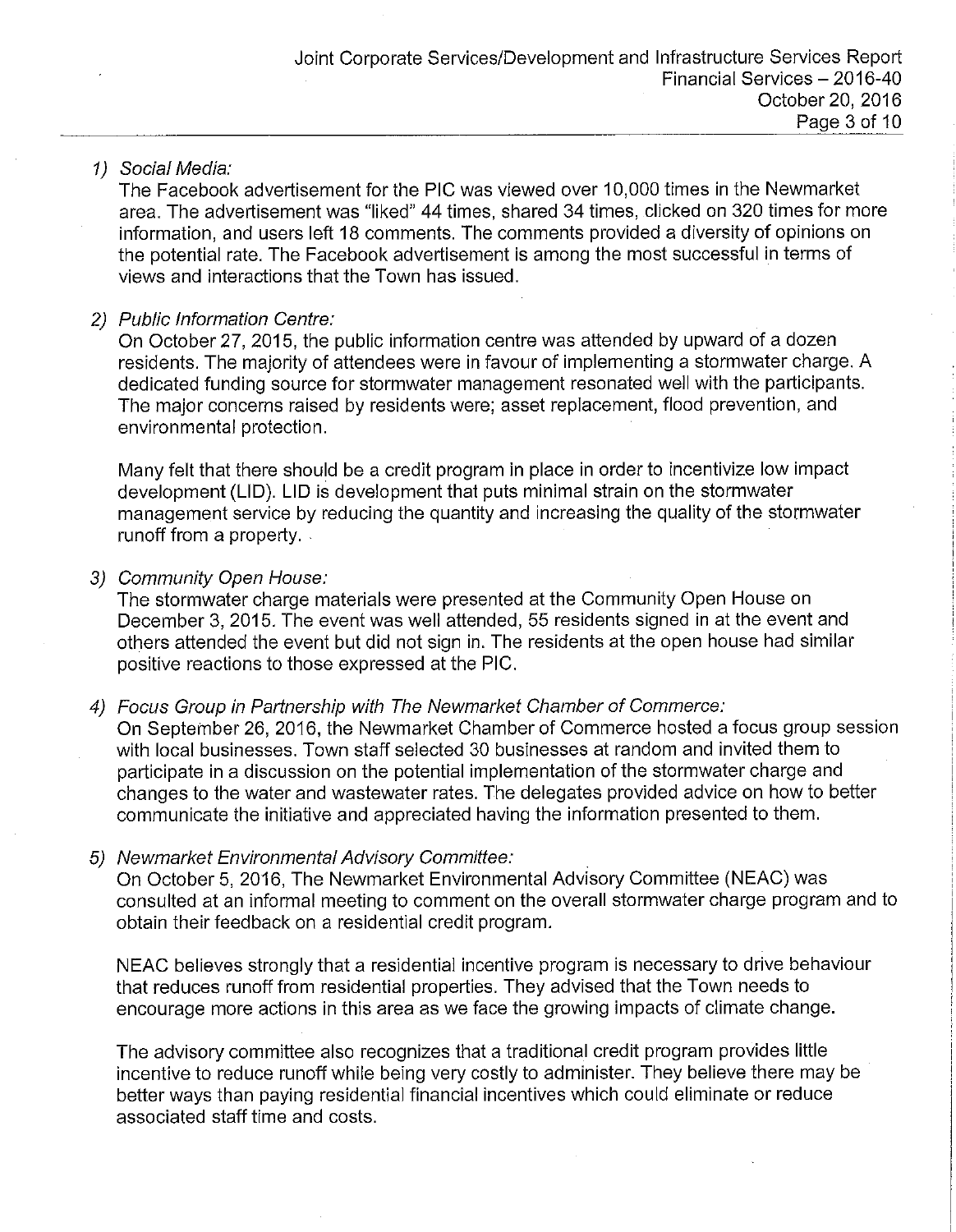1) *Social Media:*

   The Facebook advertisement for the PIC was viewed over 10,000 times in the Newmarket area. The advertisement was "liked" 44 times, shared 34 times, clicked on 320 times for more information, and users left 18 comments. The comments provided a diversity of opinions on the potential rate. The Facebook advertisement is among the most successful in terms of views and interactions that the Town has issued.

2) *Public Information Centre:*

   On October 27, 2015, the public information centre was attended by upward of a dozen residents. The majority of attendees were in favour of implementing a stormwater charge. A dedicated funding source for stormwater management resonated well with the participants. The major concerns raised by residents were; asset replacement, flood prevention, and environmental protection.

   Many felt that there should be a credit program in place in order to incentivize low impact development (LID). LID is development that puts minimal strain on the stormwater management service by reducing the quantity and increasing the quality of the stormwater runoff from a property.

3) *Community Open House:*

   The stormwater charge materials were presented at the Community Open House on December 3, 2015. The event was well attended, 55 residents signed in at the event and others attended the event but did not sign in. The residents at the open house had similar positive reactions to those expressed at the PIC.

4) *Focus Group in Partnership with The Newmarket Chamber of Commerce:*

   On September 26, 2016, the Newmarket Chamber of Commerce hosted a focus group session with local businesses. Town staff selected 30 businesses at random and invited them to participate in a discussion on the potential implementation of the stormwater charge and changes to the water and wastewater rates. The delegates provided advice on how to better communicate the initiative and appreciated having the information presented to them.

5) *Newmarket Environmental Advisory Committee:*

   On October 5, 2016, The Newmarket Environmental Advisory Committee (NEAC) was consulted at an informal meeting to comment on the overall stormwater charge program and to obtain their feedback on a residential credit program.

   NEAC believes strongly that a residential incentive program is necessary to drive behaviour that reduces runoff from residential properties. They advised that the Town needs to encourage more actions in this area as we face the growing impacts of climate change.

   The advisory committee also recognizes that a traditional credit program provides little incentive to reduce runoff while being very costly to administer. They believe there may be better ways than paying residential financial incentives which could eliminate or reduce associated staff time and costs.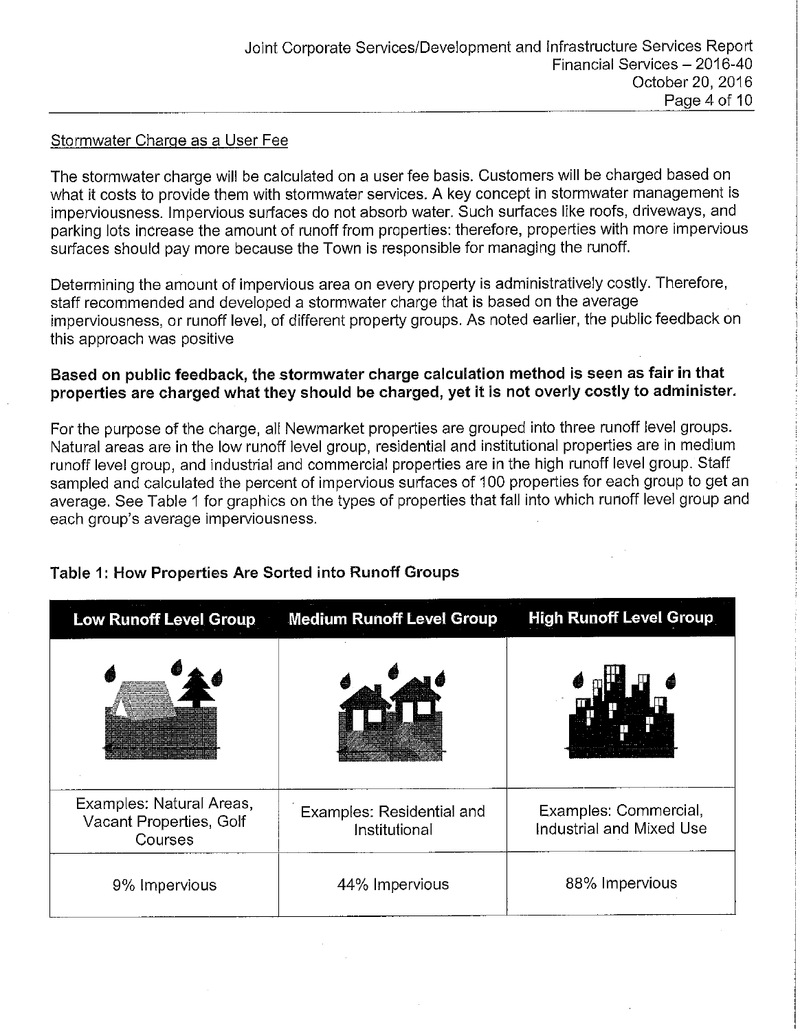Stormwater Charge as a User Fee

The stormwater charge will be calculated on a user fee basis. Customers will be charged based on what it costs to provide them with stormwater services. A key concept in stormwater management is imperviousness. Impervious surfaces do not absorb water. Such surfaces like roofs, driveways, and parking lots increase the amount of runoff from properties: therefore, properties with more impervious surfaces should pay more because the Town is responsible for managing the runoff.

Determining the amount of impervious area on every property is administratively costly. Therefore, staff recommended and developed a stormwater charge that is based on the average imperviousness, or runoff level, of different property groups. As noted earlier, the public feedback on this approach was positive

**Based on public feedback, the stormwater charge calculation method is seen as fair in that properties are charged what they should be charged, yet it is not overly costly to administer.**

For the purpose of the charge, all Newmarket properties are grouped into three runoff level groups. Natural areas are in the low runoff level group, residential and institutional properties are in medium runoff level group, and industrial and commercial properties are in the high runoff level group. Staff sampled and calculated the percent of impervious surfaces of 100 properties for each group to get an average. See Table 1 for graphics on the types of properties that fall into which runoff level group and each group's average imperviousness.

**Table 1: How Properties Are Sorted into Runoff Groups**

| Low Runoff Level Group | Medium Runoff Level Group | High Runoff Level Group |
|---|---|---|
| Examples: Natural Areas, Vacant Properties, Golf Courses | Examples: Residential and Institutional | Examples: Commercial, Industrial and Mixed Use |
| 9% Impervious | 44% Impervious | 88% Impervious |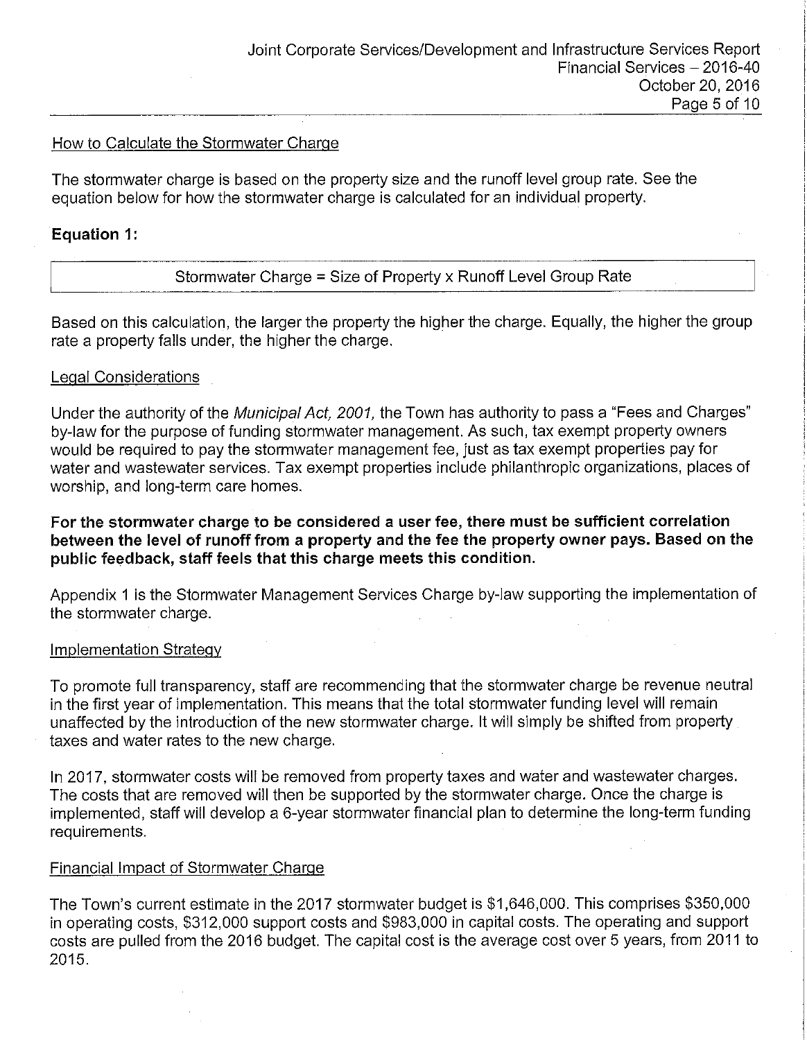### How to Calculate the Stormwater Charge

The stormwater charge is based on the property size and the runoff level group rate. See the equation below for how the stormwater charge is calculated for an individual property.

**Equation 1:**

| Stormwater Charge = Size of Property x Runoff Level Group Rate |
| --- |

Based on this calculation, the larger the property the higher the charge. Equally, the higher the group rate a property falls under, the higher the charge.

### Legal Considerations

Under the authority of the *Municipal Act, 2001,* the Town has authority to pass a "Fees and Charges" by-law for the purpose of funding stormwater management. As such, tax exempt property owners would be required to pay the stormwater management fee, just as tax exempt properties pay for water and wastewater services. Tax exempt properties include philanthropic organizations, places of worship, and long-term care homes.

**For the stormwater charge to be considered a user fee, there must be sufficient correlation between the level of runoff from a property and the fee the property owner pays. Based on the public feedback, staff feels that this charge meets this condition.**

Appendix 1 is the Stormwater Management Services Charge by-law supporting the implementation of the stormwater charge.

### Implementation Strategy

To promote full transparency, staff are recommending that the stormwater charge be revenue neutral in the first year of implementation. This means that the total stormwater funding level will remain unaffected by the introduction of the new stormwater charge. It will simply be shifted from property taxes and water rates to the new charge.

In 2017, stormwater costs will be removed from property taxes and water and wastewater charges. The costs that are removed will then be supported by the stormwater charge. Once the charge is implemented, staff will develop a 6-year stormwater financial plan to determine the long-term funding requirements.

### Financial Impact of Stormwater Charge

The Town's current estimate in the 2017 stormwater budget is $1,646,000. This comprises $350,000 in operating costs, $312,000 support costs and $983,000 in capital costs. The operating and support costs are pulled from the 2016 budget. The capital cost is the average cost over 5 years, from 2011 to 2015.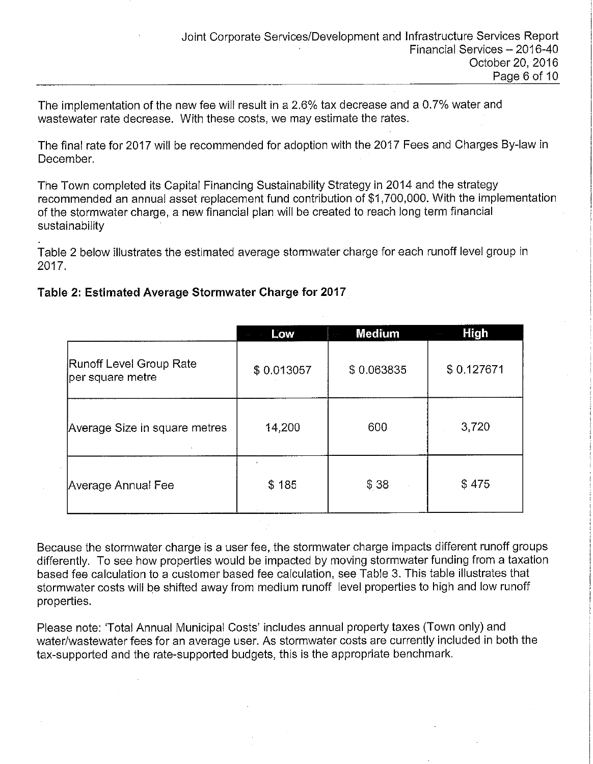The implementation of the new fee will result in a 2.6% tax decrease and a 0.7% water and wastewater rate decrease. With these costs, we may estimate the rates.

The final rate for 2017 will be recommended for adoption with the 2017 Fees and Charges By-law in December.

The Town completed its Capital Financing Sustainability Strategy in 2014 and the strategy recommended an annual asset replacement fund contribution of $1,700,000. With the implementation of the stormwater charge, a new financial plan will be created to reach long term financial sustainability

Table 2 below illustrates the estimated average stormwater charge for each runoff level group in 2017.

**Table 2: Estimated Average Stormwater Charge for 2017**

| | Low | Medium | High |
|---|---|---|---|
| Runoff Level Group Rate per square metre | $ 0.013057 | $ 0.063835 | $ 0.127671 |
| Average Size in square metres | 14,200 | 600 | 3,720 |
| Average Annual Fee | $ 185 | $ 38 | $ 475 |

Because the stormwater charge is a user fee, the stormwater charge impacts different runoff groups differently. To see how properties would be impacted by moving stormwater funding from a taxation based fee calculation to a customer based fee calculation, see Table 3. This table illustrates that stormwater costs will be shifted away from medium runoff level properties to high and low runoff properties.

Please note: 'Total Annual Municipal Costs' includes annual property taxes (Town only) and water/wastewater fees for an average user. As stormwater costs are currently included in both the tax-supported and the rate-supported budgets, this is the appropriate benchmark.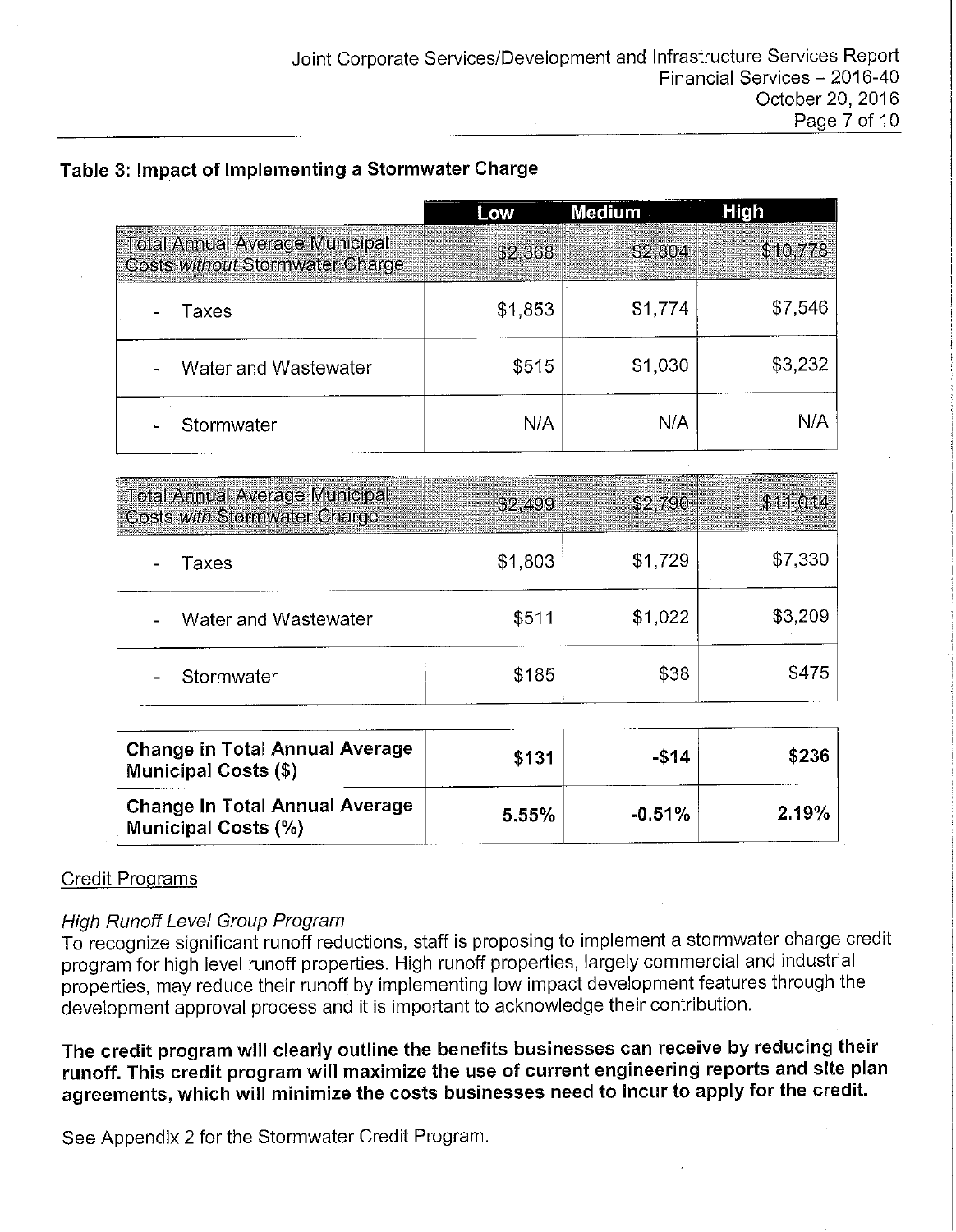### Table 3: Impact of Implementing a Stormwater Charge

| | Low | Medium | High |
|---|---|---|---|
| Total Annual Average Municipal Costs *without* Stormwater Charge | $2,368 | $2,804 | $10,778 |
| - Taxes | $1,853 | $1,774 | $7,546 |
| - Water and Wastewater | $515 | $1,030 | $3,232 |
| - Stormwater | N/A | N/A | N/A |
| Total Annual Average Municipal Costs *with* Stormwater Charge | $2,499 | $2,790 | $11,014 |
| - Taxes | $1,803 | $1,729 | $7,330 |
| - Water and Wastewater | $511 | $1,022 | $3,209 |
| - Stormwater | $185 | $38 | $475 |
| **Change in Total Annual Average Municipal Costs ($)** | **$131** | **-$14** | **$236** |
| **Change in Total Annual Average Municipal Costs (%)** | **5.55%** | **-0.51%** | **2.19%** |

Credit Programs

*High Runoff Level Group Program*

To recognize significant runoff reductions, staff is proposing to implement a stormwater charge credit program for high level runoff properties. High runoff properties, largely commercial and industrial properties, may reduce their runoff by implementing low impact development features through the development approval process and it is important to acknowledge their contribution.

**The credit program will clearly outline the benefits businesses can receive by reducing their runoff. This credit program will maximize the use of current engineering reports and site plan agreements, which will minimize the costs businesses need to incur to apply for the credit.**

See Appendix 2 for the Stormwater Credit Program.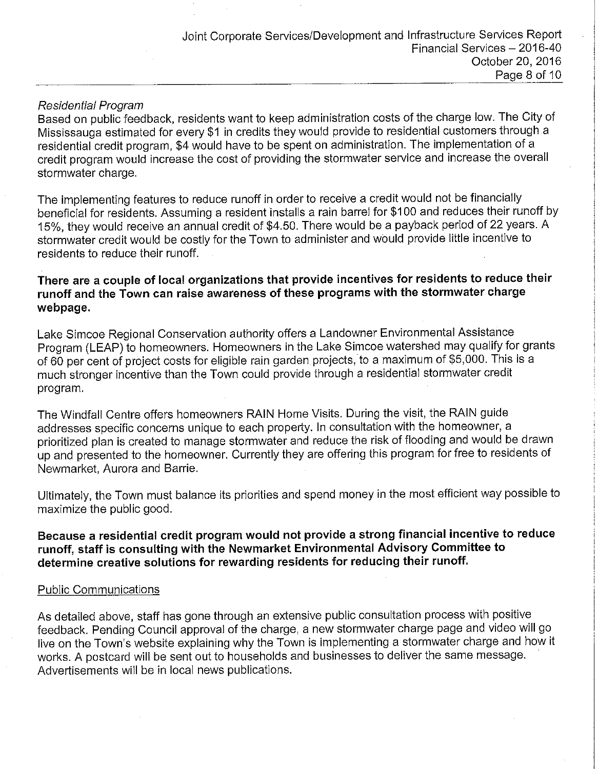*Residential Program*

Based on public feedback, residents want to keep administration costs of the charge low. The City of Mississauga estimated for every $1 in credits they would provide to residential customers through a residential credit program, $4 would have to be spent on administration. The implementation of a credit program would increase the cost of providing the stormwater service and increase the overall stormwater charge.

The implementing features to reduce runoff in order to receive a credit would not be financially beneficial for residents. Assuming a resident installs a rain barrel for $100 and reduces their runoff by 15%, they would receive an annual credit of $4.50. There would be a payback period of 22 years. A stormwater credit would be costly for the Town to administer and would provide little incentive to residents to reduce their runoff.

**There are a couple of local organizations that provide incentives for residents to reduce their runoff and the Town can raise awareness of these programs with the stormwater charge webpage.**

Lake Simcoe Regional Conservation authority offers a Landowner Environmental Assistance Program (LEAP) to homeowners. Homeowners in the Lake Simcoe watershed may qualify for grants of 60 per cent of project costs for eligible rain garden projects, to a maximum of $5,000. This is a much stronger incentive than the Town could provide through a residential stormwater credit program.

The Windfall Centre offers homeowners RAIN Home Visits. During the visit, the RAIN guide addresses specific concerns unique to each property. In consultation with the homeowner, a prioritized plan is created to manage stormwater and reduce the risk of flooding and would be drawn up and presented to the homeowner. Currently they are offering this program for free to residents of Newmarket, Aurora and Barrie.

Ultimately, the Town must balance its priorities and spend money in the most efficient way possible to maximize the public good.

**Because a residential credit program would not provide a strong financial incentive to reduce runoff, staff is consulting with the Newmarket Environmental Advisory Committee to determine creative solutions for rewarding residents for reducing their runoff.**

## Public Communications

As detailed above, staff has gone through an extensive public consultation process with positive feedback. Pending Council approval of the charge, a new stormwater charge page and video will go live on the Town's website explaining why the Town is implementing a stormwater charge and how it works. A postcard will be sent out to households and businesses to deliver the same message. Advertisements will be in local news publications.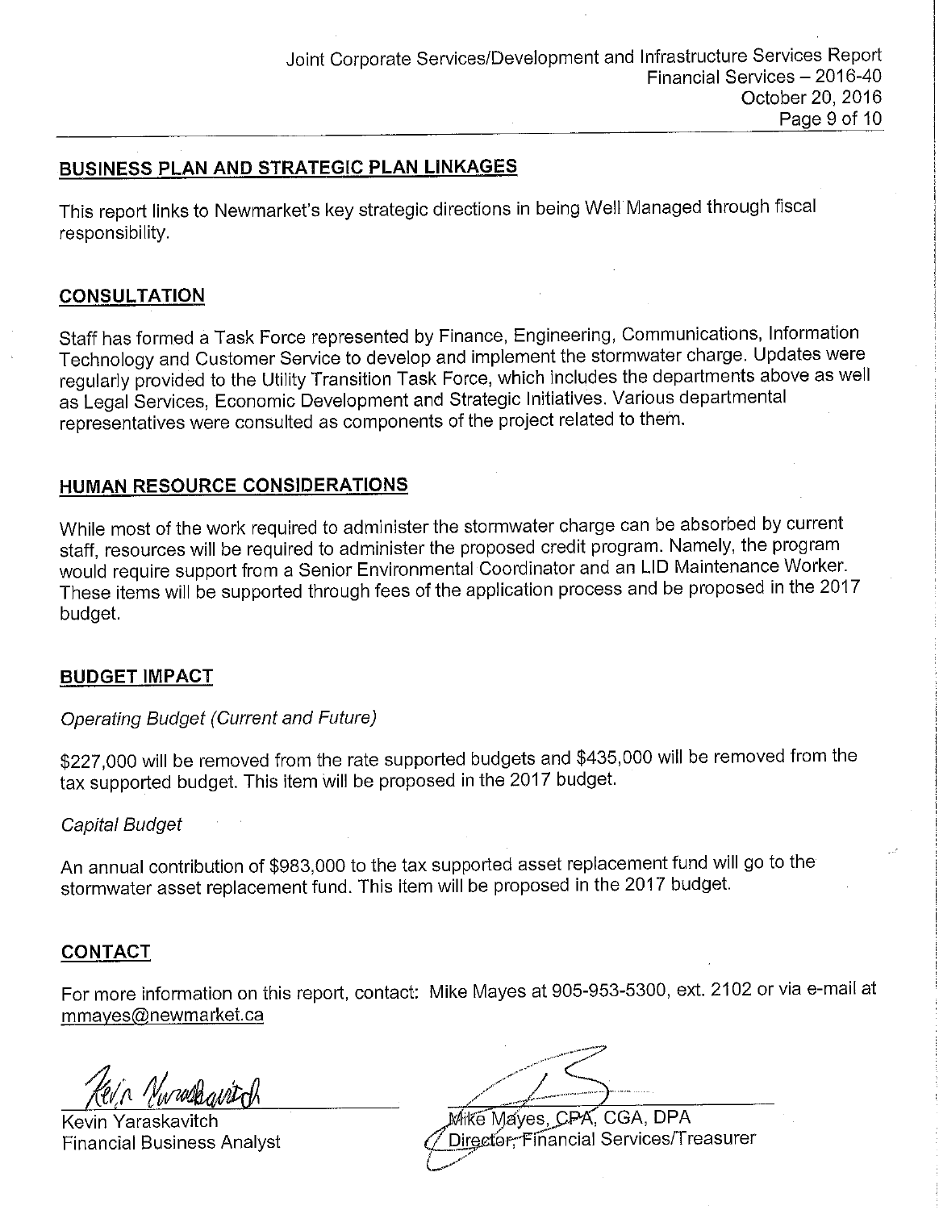## BUSINESS PLAN AND STRATEGIC PLAN LINKAGES

This report links to Newmarket's key strategic directions in being Well Managed through fiscal responsibility.

## CONSULTATION

Staff has formed a Task Force represented by Finance, Engineering, Communications, Information Technology and Customer Service to develop and implement the stormwater charge. Updates were regularly provided to the Utility Transition Task Force, which includes the departments above as well as Legal Services, Economic Development and Strategic Initiatives. Various departmental representatives were consulted as components of the project related to them.

## HUMAN RESOURCE CONSIDERATIONS

While most of the work required to administer the stormwater charge can be absorbed by current staff, resources will be required to administer the proposed credit program. Namely, the program would require support from a Senior Environmental Coordinator and an LID Maintenance Worker. These items will be supported through fees of the application process and be proposed in the 2017 budget.

## BUDGET IMPACT

*Operating Budget (Current and Future)*

$227,000 will be removed from the rate supported budgets and $435,000 will be removed from the tax supported budget. This item will be proposed in the 2017 budget.

*Capital Budget*

An annual contribution of $983,000 to the tax supported asset replacement fund will go to the stormwater asset replacement fund. This item will be proposed in the 2017 budget.

## CONTACT

For more information on this report, contact: Mike Mayes at 905-953-5300, ext. 2102 or via e-mail at mmayes@newmarket.ca

Kevin Yaraskavitch
Financial Business Analyst

Mike Mayes, CPA, CGA, DPA
Director, Financial Services/Treasurer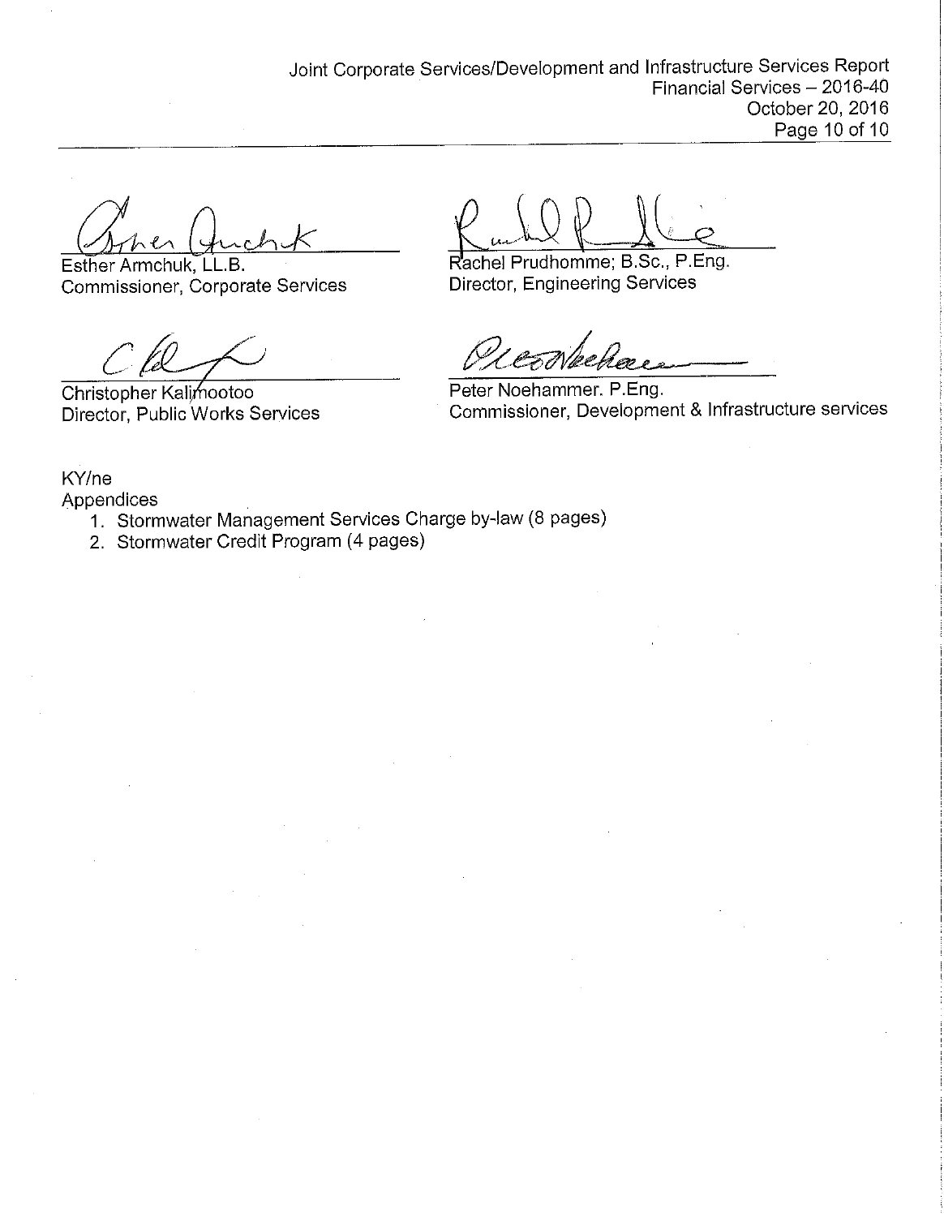Esther Armchuk, LL.B.
Commissioner, Corporate Services

Rachel Prudhomme; B.Sc., P.Eng.
Director, Engineering Services

Christopher Kalimootoo
Director, Public Works Services

Peter Noehammer. P.Eng.
Commissioner, Development & Infrastructure services

KY/ne

Appendices

1. Stormwater Management Services Charge by-law (8 pages)
2. Stormwater Credit Program (4 pages)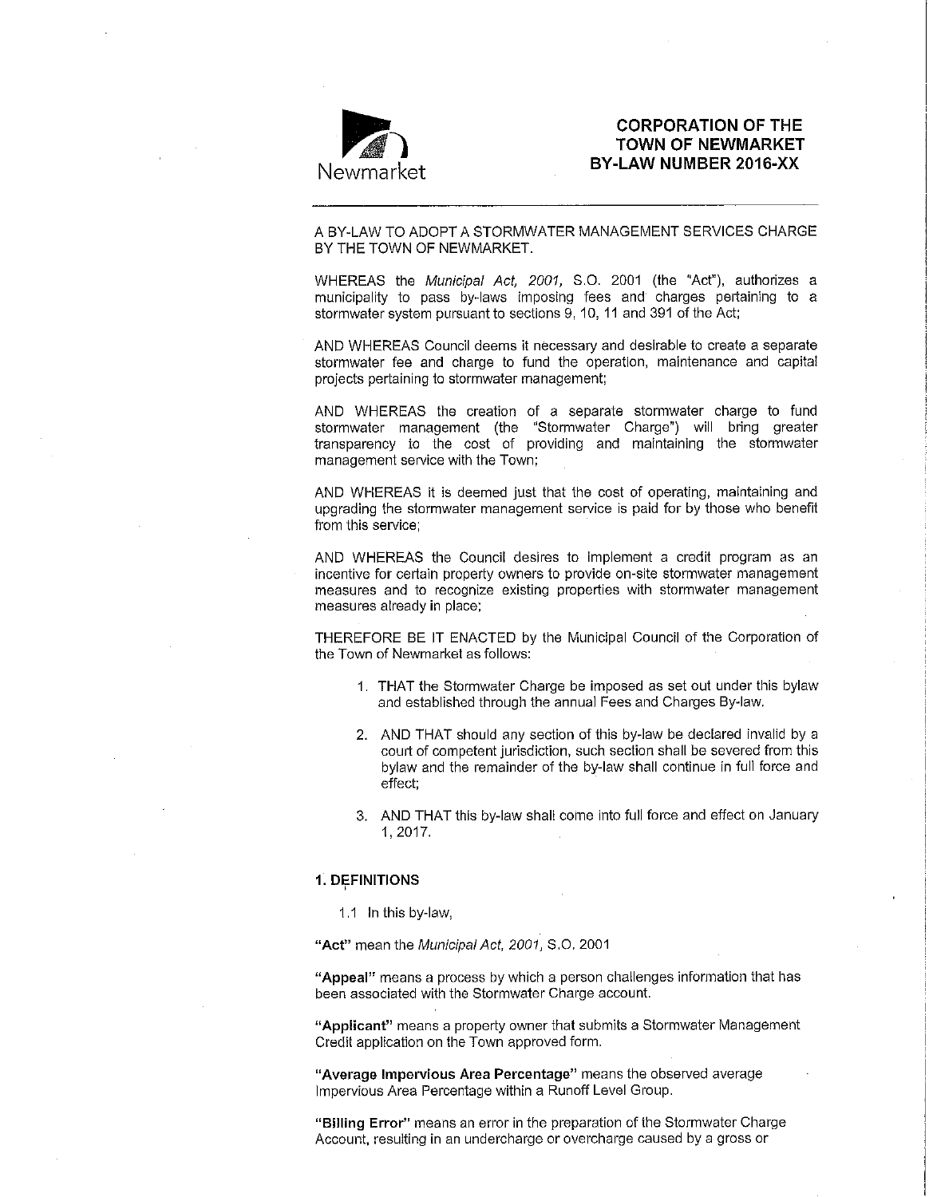Newmarket

# CORPORATION OF THE TOWN OF NEWMARKET BY-LAW NUMBER 2016-XX

A BY-LAW TO ADOPT A STORMWATER MANAGEMENT SERVICES CHARGE BY THE TOWN OF NEWMARKET.

WHEREAS the *Municipal Act, 2001,* S.O. 2001 (the "Act"), authorizes a municipality to pass by-laws imposing fees and charges pertaining to a stormwater system pursuant to sections 9, 10, 11 and 391 of the Act;

AND WHEREAS Council deems it necessary and desirable to create a separate stormwater fee and charge to fund the operation, maintenance and capital projects pertaining to stormwater management;

AND WHEREAS the creation of a separate stormwater charge to fund stormwater management (the "Stormwater Charge") will bring greater transparency to the cost of providing and maintaining the stormwater management service with the Town;

AND WHEREAS it is deemed just that the cost of operating, maintaining and upgrading the stormwater management service is paid for by those who benefit from this service;

AND WHEREAS the Council desires to implement a credit program as an incentive for certain property owners to provide on-site stormwater management measures and to recognize existing properties with stormwater management measures already in place;

THEREFORE BE IT ENACTED by the Municipal Council of the Corporation of the Town of Newmarket as follows:

1. THAT the Stormwater Charge be imposed as set out under this bylaw and established through the annual Fees and Charges By-law.
2. AND THAT should any section of this by-law be declared invalid by a court of competent jurisdiction, such section shall be severed from this bylaw and the remainder of the by-law shall continue in full force and effect;
3. AND THAT this by-law shall come into full force and effect on January 1, 2017.

## 1. DEFINITIONS

1.1 In this by-law,

**"Act"** mean the *Municipal Act, 2001,* S.O. 2001

**"Appeal"** means a process by which a person challenges information that has been associated with the Stormwater Charge account.

**"Applicant"** means a property owner that submits a Stormwater Management Credit application on the Town approved form.

**"Average Impervious Area Percentage"** means the observed average Impervious Area Percentage within a Runoff Level Group.

**"Billing Error"** means an error in the preparation of the Stormwater Charge Account, resulting in an undercharge or overcharge caused by a gross or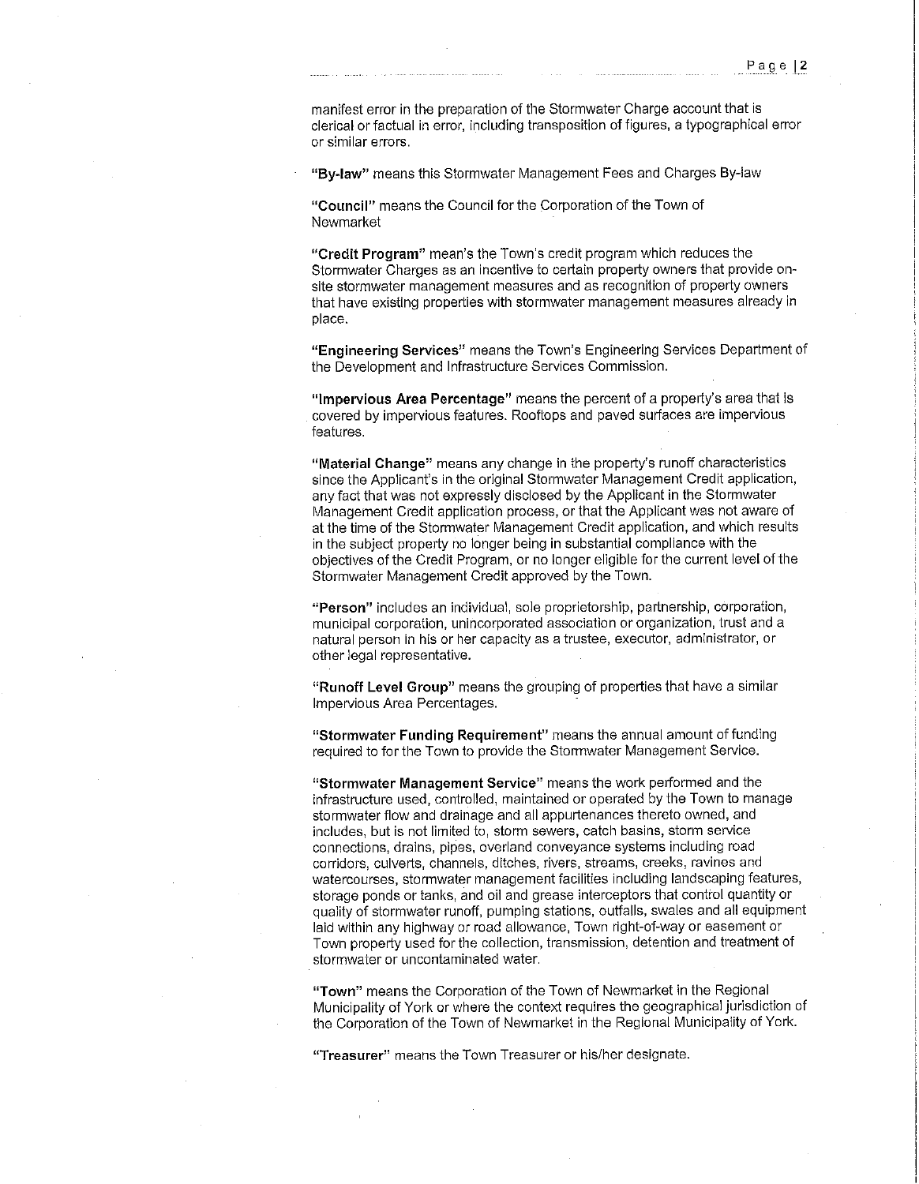manifest error in the preparation of the Stormwater Charge account that is clerical or factual in error, including transposition of figures, a typographical error or similar errors.

**"By-law"** means this Stormwater Management Fees and Charges By-law

**"Council"** means the Council for the Corporation of the Town of Newmarket

**"Credit Program"** mean's the Town's credit program which reduces the Stormwater Charges as an incentive to certain property owners that provide on-site stormwater management measures and as recognition of property owners that have existing properties with stormwater management measures already in place.

**"Engineering Services"** means the Town's Engineering Services Department of the Development and Infrastructure Services Commission.

**"Impervious Area Percentage"** means the percent of a property's area that is covered by impervious features. Rooftops and paved surfaces are impervious features.

**"Material Change"** means any change in the property's runoff characteristics since the Applicant's in the original Stormwater Management Credit application, any fact that was not expressly disclosed by the Applicant in the Stormwater Management Credit application process, or that the Applicant was not aware of at the time of the Stormwater Management Credit application, and which results in the subject property no longer being in substantial compliance with the objectives of the Credit Program, or no longer eligible for the current level of the Stormwater Management Credit approved by the Town.

**"Person"** includes an individual, sole proprietorship, partnership, corporation, municipal corporation, unincorporated association or organization, trust and a natural person in his or her capacity as a trustee, executor, administrator, or other legal representative.

**"Runoff Level Group"** means the grouping of properties that have a similar Impervious Area Percentages.

**"Stormwater Funding Requirement"** means the annual amount of funding required to for the Town to provide the Stormwater Management Service.

**"Stormwater Management Service"** means the work performed and the infrastructure used, controlled, maintained or operated by the Town to manage stormwater flow and drainage and all appurtenances thereto owned, and includes, but is not limited to, storm sewers, catch basins, storm service connections, drains, pipes, overland conveyance systems including road corridors, culverts, channels, ditches, rivers, streams, creeks, ravines and watercourses, stormwater management facilities including landscaping features, storage ponds or tanks, and oil and grease interceptors that control quantity or quality of stormwater runoff, pumping stations, outfalls, swales and all equipment laid within any highway or road allowance, Town right-of-way or easement or Town property used for the collection, transmission, detention and treatment of stormwater or uncontaminated water.

**"Town"** means the Corporation of the Town of Newmarket in the Regional Municipality of York or where the context requires the geographical jurisdiction of the Corporation of the Town of Newmarket in the Regional Municipality of York.

**"Treasurer"** means the Town Treasurer or his/her designate.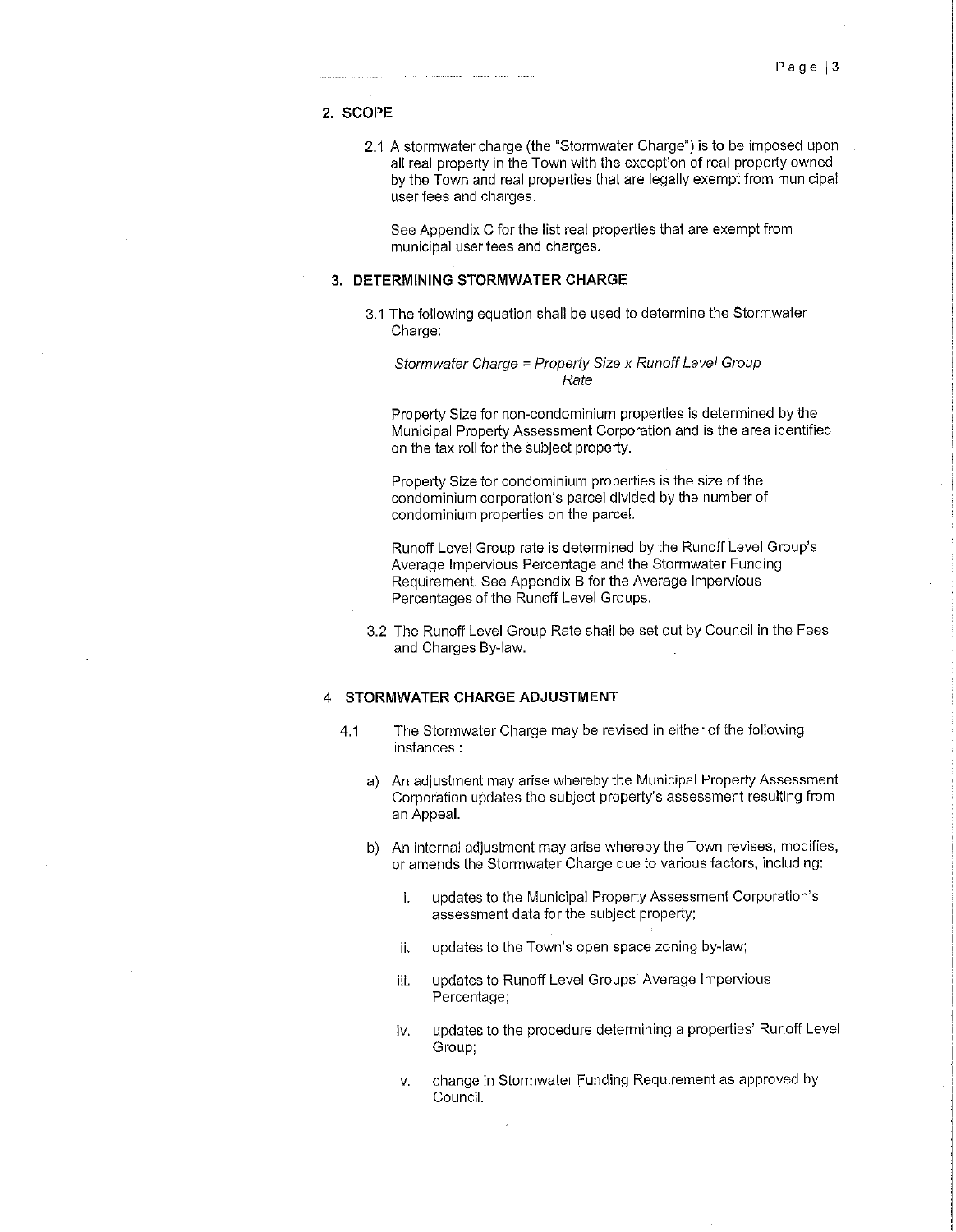## 2. SCOPE

2.1 A stormwater charge (the "Stormwater Charge") is to be imposed upon all real property in the Town with the exception of real property owned by the Town and real properties that are legally exempt from municipal user fees and charges.

See Appendix C for the list real properties that are exempt from municipal user fees and charges.

## 3. DETERMINING STORMWATER CHARGE

3.1 The following equation shall be used to determine the Stormwater Charge:

*Stormwater Charge = Property Size x Runoff Level Group Rate*

Property Size for non-condominium properties is determined by the Municipal Property Assessment Corporation and is the area identified on the tax roll for the subject property.

Property Size for condominium properties is the size of the condominium corporation's parcel divided by the number of condominium properties on the parcel.

Runoff Level Group rate is determined by the Runoff Level Group's Average Impervious Percentage and the Stormwater Funding Requirement. See Appendix B for the Average Impervious Percentages of the Runoff Level Groups.

3.2 The Runoff Level Group Rate shall be set out by Council in the Fees and Charges By-law.

## 4 STORMWATER CHARGE ADJUSTMENT

4.1 The Stormwater Charge may be revised in either of the following instances :

a) An adjustment may arise whereby the Municipal Property Assessment Corporation updates the subject property's assessment resulting from an Appeal.

b) An internal adjustment may arise whereby the Town revises, modifies, or amends the Stormwater Charge due to various factors, including:

   i. updates to the Municipal Property Assessment Corporation's assessment data for the subject property;

   ii. updates to the Town's open space zoning by-law;

   iii. updates to Runoff Level Groups' Average Impervious Percentage;

   iv. updates to the procedure determining a properties' Runoff Level Group;

   v. change in Stormwater Funding Requirement as approved by Council.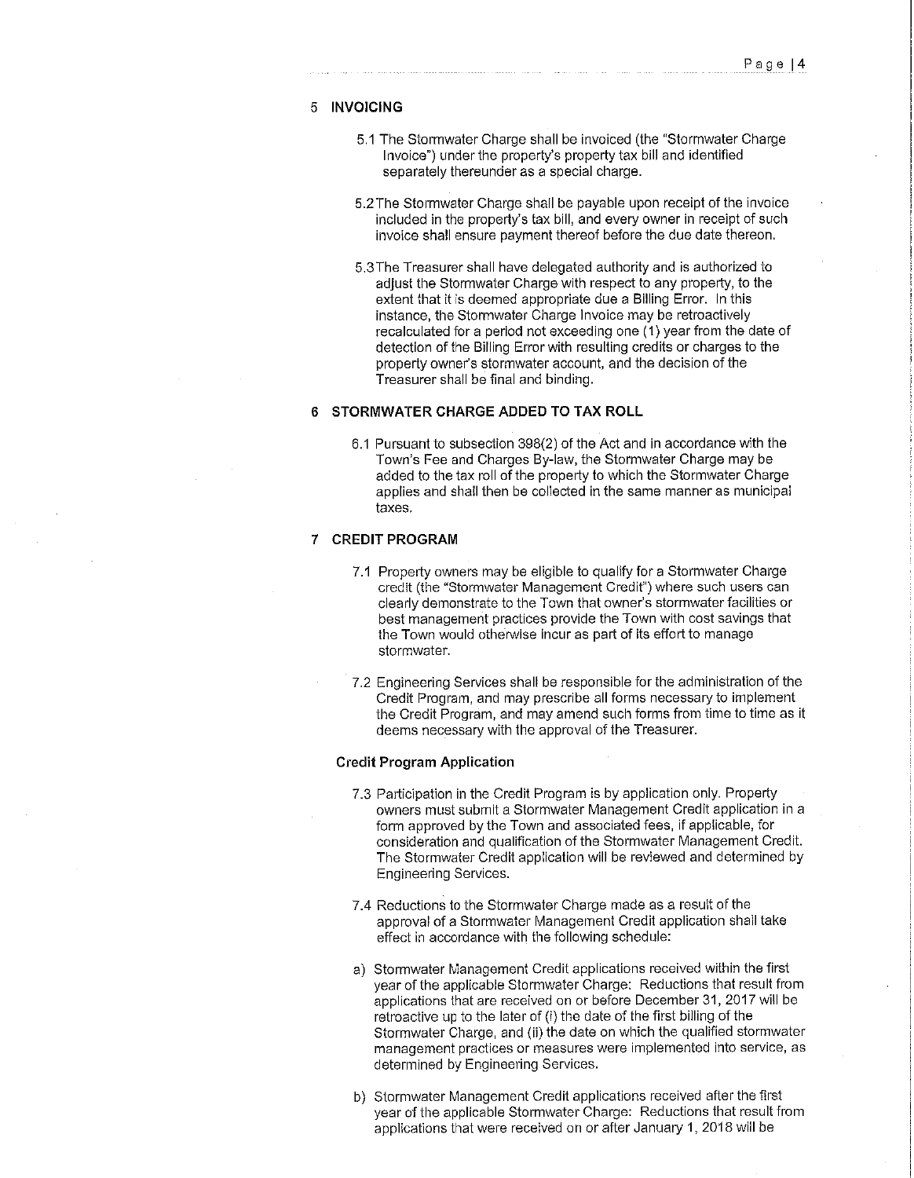## 5 INVOICING

5.1 The Stormwater Charge shall be invoiced (the "Stormwater Charge Invoice") under the property's property tax bill and identified separately thereunder as a special charge.

5.2 The Stormwater Charge shall be payable upon receipt of the invoice included in the property's tax bill, and every owner in receipt of such invoice shall ensure payment thereof before the due date thereon.

5.3 The Treasurer shall have delegated authority and is authorized to adjust the Stormwater Charge with respect to any property, to the extent that it is deemed appropriate due a Billing Error. In this instance, the Stormwater Charge Invoice may be retroactively recalculated for a period not exceeding one (1) year from the date of detection of the Billing Error with resulting credits or charges to the property owner's stormwater account, and the decision of the Treasurer shall be final and binding.

## 6 STORMWATER CHARGE ADDED TO TAX ROLL

6.1 Pursuant to subsection 398(2) of the Act and in accordance with the Town's Fee and Charges By-law, the Stormwater Charge may be added to the tax roll of the property to which the Stormwater Charge applies and shall then be collected in the same manner as municipal taxes.

## 7 CREDIT PROGRAM

7.1 Property owners may be eligible to qualify for a Stormwater Charge credit (the "Stormwater Management Credit") where such users can clearly demonstrate to the Town that owner's stormwater facilities or best management practices provide the Town with cost savings that the Town would otherwise incur as part of its effort to manage stormwater.

7.2 Engineering Services shall be responsible for the administration of the Credit Program, and may prescribe all forms necessary to implement the Credit Program, and may amend such forms from time to time as it deems necessary with the approval of the Treasurer.

### Credit Program Application

7.3 Participation in the Credit Program is by application only. Property owners must submit a Stormwater Management Credit application in a form approved by the Town and associated fees, if applicable, for consideration and qualification of the Stormwater Management Credit. The Stormwater Credit application will be reviewed and determined by Engineering Services.

7.4 Reductions to the Stormwater Charge made as a result of the approval of a Stormwater Management Credit application shall take effect in accordance with the following schedule:

a) Stormwater Management Credit applications received within the first year of the applicable Stormwater Charge: Reductions that result from applications that are received on or before December 31, 2017 will be retroactive up to the later of (i) the date of the first billing of the Stormwater Charge, and (ii) the date on which the qualified stormwater management practices or measures were implemented into service, as determined by Engineering Services.

b) Stormwater Management Credit applications received after the first year of the applicable Stormwater Charge: Reductions that result from applications that were received on or after January 1, 2018 will be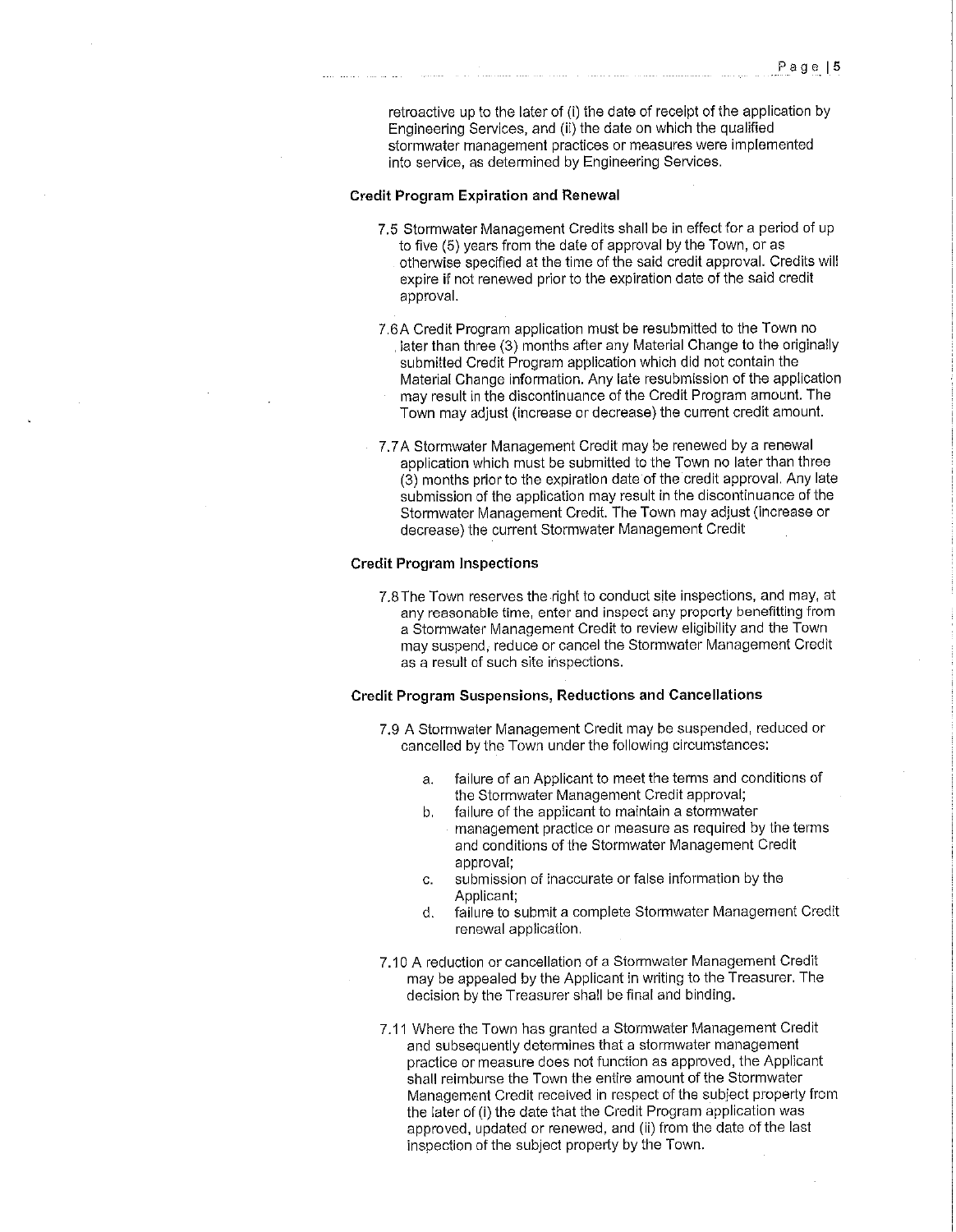retroactive up to the later of (i) the date of receipt of the application by Engineering Services, and (ii) the date on which the qualified stormwater management practices or measures were implemented into service, as determined by Engineering Services.

**Credit Program Expiration and Renewal**

7.5 Stormwater Management Credits shall be in effect for a period of up to five (5) years from the date of approval by the Town, or as otherwise specified at the time of the said credit approval. Credits will expire if not renewed prior to the expiration date of the said credit approval.

7.6 A Credit Program application must be resubmitted to the Town no later than three (3) months after any Material Change to the originally submitted Credit Program application which did not contain the Material Change information. Any late resubmission of the application may result in the discontinuance of the Credit Program amount. The Town may adjust (increase or decrease) the current credit amount.

7.7 A Stormwater Management Credit may be renewed by a renewal application which must be submitted to the Town no later than three (3) months prior to the expiration date of the credit approval. Any late submission of the application may result in the discontinuance of the Stormwater Management Credit. The Town may adjust (increase or decrease) the current Stormwater Management Credit

**Credit Program Inspections**

7.8 The Town reserves the right to conduct site inspections, and may, at any reasonable time, enter and inspect any property benefitting from a Stormwater Management Credit to review eligibility and the Town may suspend, reduce or cancel the Stormwater Management Credit as a result of such site inspections.

**Credit Program Suspensions, Reductions and Cancellations**

7.9 A Stormwater Management Credit may be suspended, reduced or cancelled by the Town under the following circumstances:

a. failure of an Applicant to meet the terms and conditions of the Stormwater Management Credit approval;
b. failure of the applicant to maintain a stormwater management practice or measure as required by the terms and conditions of the Stormwater Management Credit approval;
c. submission of inaccurate or false information by the Applicant;
d. failure to submit a complete Stormwater Management Credit renewal application.

7.10 A reduction or cancellation of a Stormwater Management Credit may be appealed by the Applicant in writing to the Treasurer. The decision by the Treasurer shall be final and binding.

7.11 Where the Town has granted a Stormwater Management Credit and subsequently determines that a stormwater management practice or measure does not function as approved, the Applicant shall reimburse the Town the entire amount of the Stormwater Management Credit received in respect of the subject property from the later of (i) the date that the Credit Program application was approved, updated or renewed, and (ii) from the date of the last inspection of the subject property by the Town.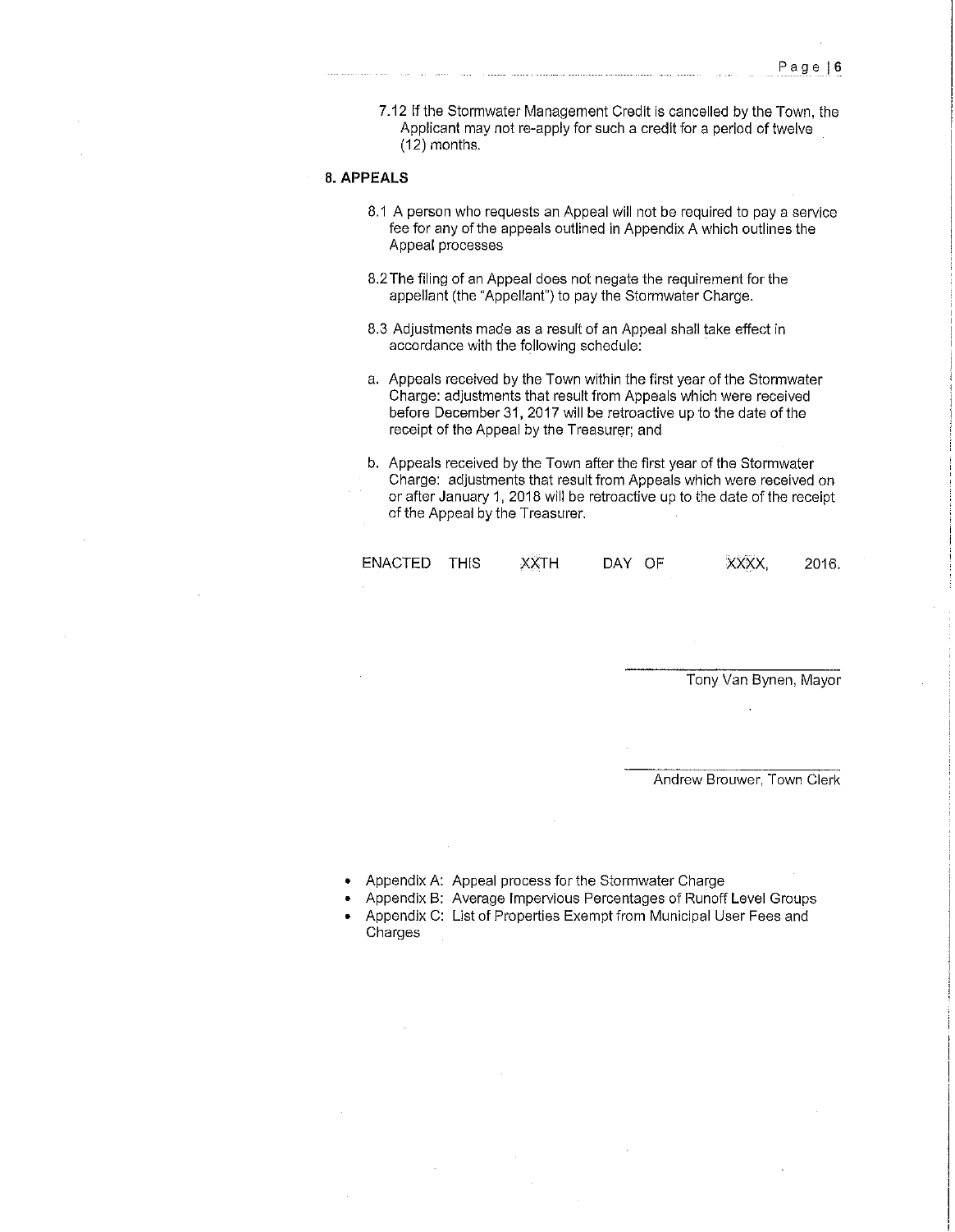7.12 If the Stormwater Management Credit is cancelled by the Town, the Applicant may not re-apply for such a credit for a period of twelve (12) months.

## 8. APPEALS

8.1 A person who requests an Appeal will not be required to pay a service fee for any of the appeals outlined in Appendix A which outlines the Appeal processes

8.2 The filing of an Appeal does not negate the requirement for the appellant (the "Appellant") to pay the Stormwater Charge.

8.3 Adjustments made as a result of an Appeal shall take effect in accordance with the following schedule:

a. Appeals received by the Town within the first year of the Stormwater Charge: adjustments that result from Appeals which were received before December 31, 2017 will be retroactive up to the date of the receipt of the Appeal by the Treasurer; and

b. Appeals received by the Town after the first year of the Stormwater Charge: adjustments that result from Appeals which were received on or after January 1, 2018 will be retroactive up to the date of the receipt of the Appeal by the Treasurer.

ENACTED THIS XXTH DAY OF XXXX, 2016.

Tony Van Bynen, Mayor

Andrew Brouwer, Town Clerk

- Appendix A: Appeal process for the Stormwater Charge
- Appendix B: Average Impervious Percentages of Runoff Level Groups
- Appendix C: List of Properties Exempt from Municipal User Fees and Charges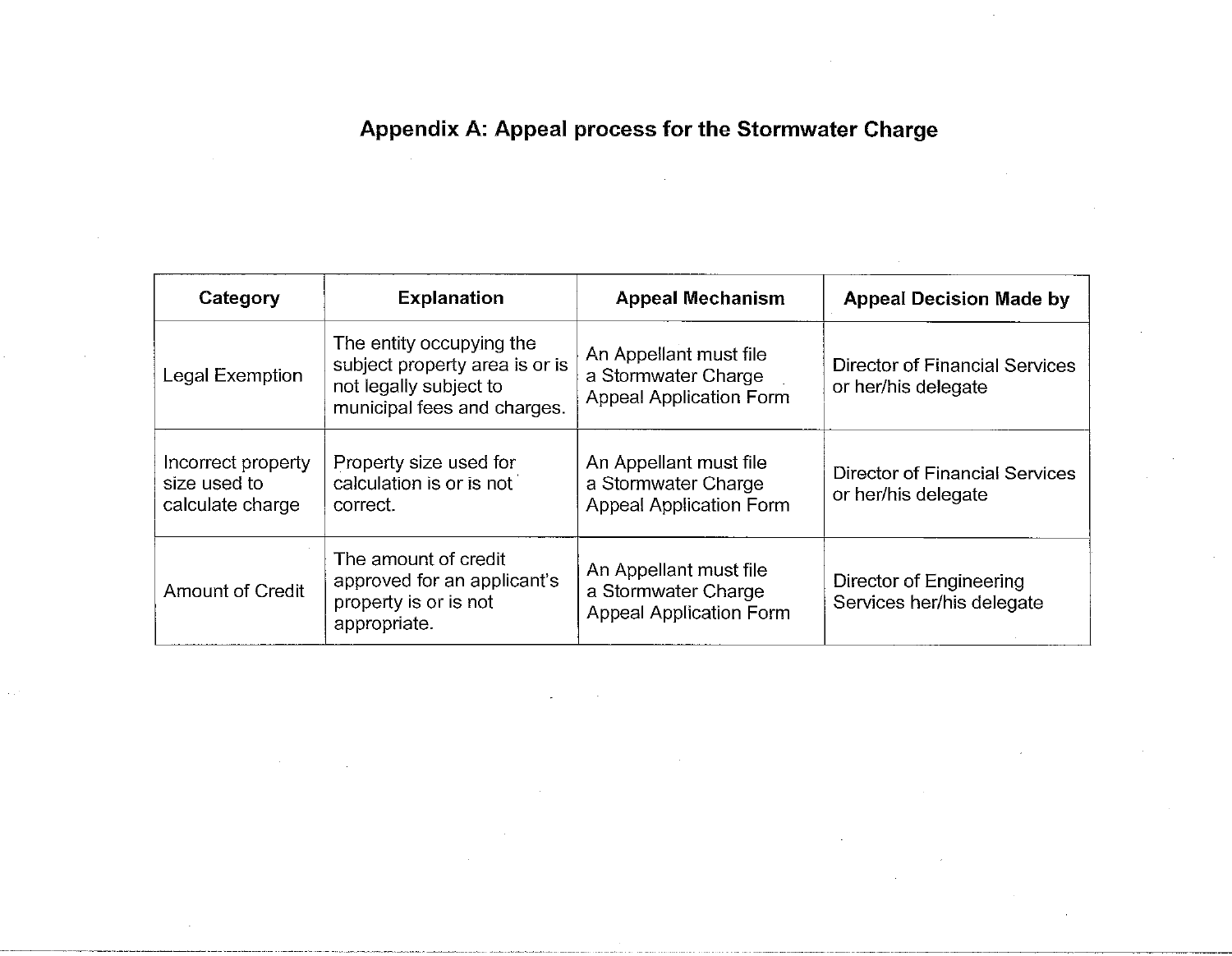# Appendix A: Appeal process for the Stormwater Charge

| Category | Explanation | Appeal Mechanism | Appeal Decision Made by |
|---|---|---|---|
| Legal Exemption | The entity occupying the subject property area is or is not legally subject to municipal fees and charges. | An Appellant must file a Stormwater Charge Appeal Application Form | Director of Financial Services or her/his delegate |
| Incorrect property size used to calculate charge | Property size used for calculation is or is not correct. | An Appellant must file a Stormwater Charge Appeal Application Form | Director of Financial Services or her/his delegate |
| Amount of Credit | The amount of credit approved for an applicant's property is or is not appropriate. | An Appellant must file a Stormwater Charge Appeal Application Form | Director of Engineering Services her/his delegate |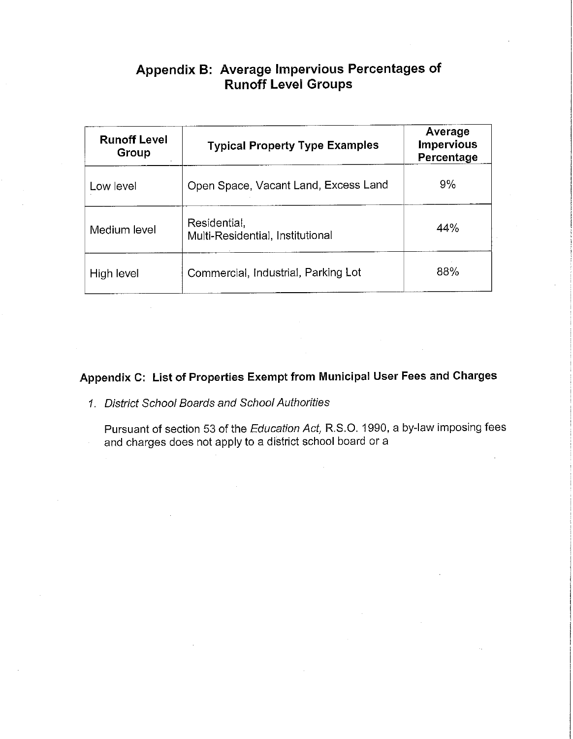## Appendix B: Average Impervious Percentages of Runoff Level Groups

| Runoff Level Group | Typical Property Type Examples | Average Impervious Percentage |
|---|---|---|
| Low level | Open Space, Vacant Land, Excess Land | 9% |
| Medium level | Residential, Multi-Residential, Institutional | 44% |
| High level | Commercial, Industrial, Parking Lot | 88% |

## Appendix C: List of Properties Exempt from Municipal User Fees and Charges

1. *District School Boards and School Authorities*

   Pursuant of section 53 of the *Education Act,* R.S.O. 1990, a by-law imposing fees and charges does not apply to a district school board or a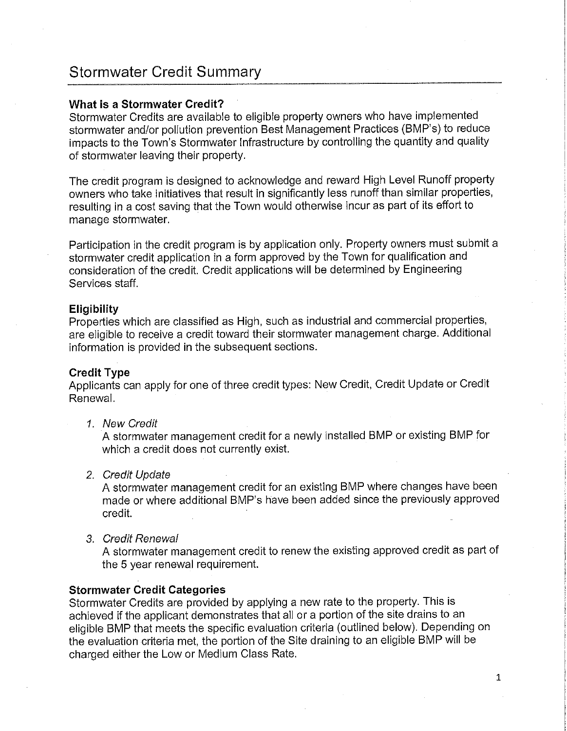# Stormwater Credit Summary

**What is a Stormwater Credit?**
Stormwater Credits are available to eligible property owners who have implemented stormwater and/or pollution prevention Best Management Practices (BMP's) to reduce impacts to the Town's Stormwater Infrastructure by controlling the quantity and quality of stormwater leaving their property.

The credit program is designed to acknowledge and reward High Level Runoff property owners who take initiatives that result in significantly less runoff than similar properties, resulting in a cost saving that the Town would otherwise incur as part of its effort to manage stormwater.

Participation in the credit program is by application only. Property owners must submit a stormwater credit application in a form approved by the Town for qualification and consideration of the credit. Credit applications will be determined by Engineering Services staff.

**Eligibility**
Properties which are classified as High, such as industrial and commercial properties, are eligible to receive a credit toward their stormwater management charge. Additional information is provided in the subsequent sections.

**Credit Type**
Applicants can apply for one of three credit types: New Credit, Credit Update or Credit Renewal.

1. *New Credit*
   A stormwater management credit for a newly installed BMP or existing BMP for which a credit does not currently exist.

2. *Credit Update*
   A stormwater management credit for an existing BMP where changes have been made or where additional BMP's have been added since the previously approved credit.

3. *Credit Renewal*
   A stormwater management credit to renew the existing approved credit as part of the 5 year renewal requirement.

**Stormwater Credit Categories**
Stormwater Credits are provided by applying a new rate to the property. This is achieved if the applicant demonstrates that all or a portion of the site drains to an eligible BMP that meets the specific evaluation criteria (outlined below). Depending on the evaluation criteria met, the portion of the Site draining to an eligible BMP will be charged either the Low or Medium Class Rate.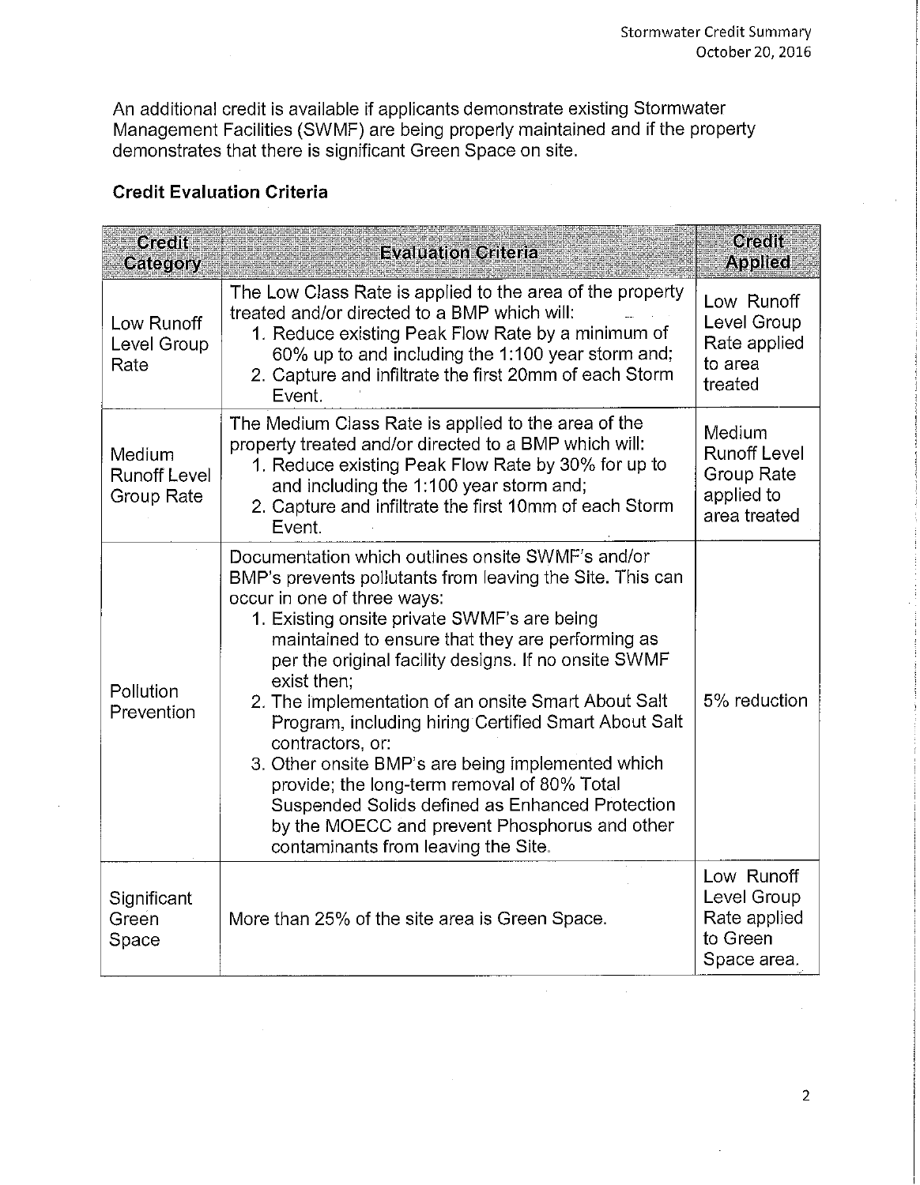An additional credit is available if applicants demonstrate existing Stormwater Management Facilities (SWMF) are being properly maintained and if the property demonstrates that there is significant Green Space on site.

### Credit Evaluation Criteria

| Credit Category | Evaluation Criteria | Credit Applied |
|---|---|---|
| Low Runoff Level Group Rate | The Low Class Rate is applied to the area of the property treated and/or directed to a BMP which will:<br>1. Reduce existing Peak Flow Rate by a minimum of 60% up to and including the 1:100 year storm and;<br>2. Capture and infiltrate the first 20mm of each Storm Event. | Low Runoff Level Group Rate applied to area treated |
| Medium Runoff Level Group Rate | The Medium Class Rate is applied to the area of the property treated and/or directed to a BMP which will:<br>1. Reduce existing Peak Flow Rate by 30% for up to and including the 1:100 year storm and;<br>2. Capture and infiltrate the first 10mm of each Storm Event. | Medium Runoff Level Group Rate applied to area treated |
| Pollution Prevention | Documentation which outlines onsite SWMF's and/or BMP's prevents pollutants from leaving the Site. This can occur in one of three ways:<br>1. Existing onsite private SWMF's are being maintained to ensure that they are performing as per the original facility designs. If no onsite SWMF exist then;<br>2. The implementation of an onsite Smart About Salt Program, including hiring Certified Smart About Salt contractors, or:<br>3. Other onsite BMP's are being implemented which provide; the long-term removal of 80% Total Suspended Solids defined as Enhanced Protection by the MOECC and prevent Phosphorus and other contaminants from leaving the Site. | 5% reduction |
| Significant Green Space | More than 25% of the site area is Green Space. | Low Runoff Level Group Rate applied to Green Space area. |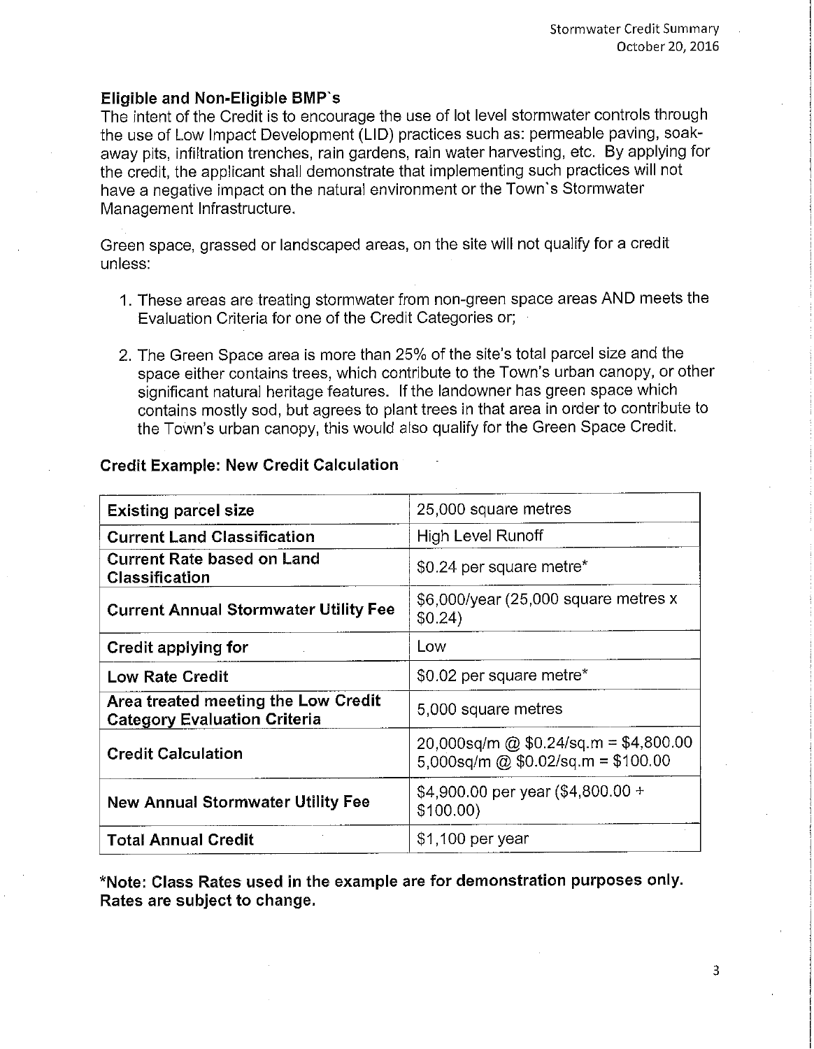## Eligible and Non-Eligible BMP`s

The intent of the Credit is to encourage the use of lot level stormwater controls through the use of Low Impact Development (LID) practices such as: permeable paving, soak-away pits, infiltration trenches, rain gardens, rain water harvesting, etc. By applying for the credit, the applicant shall demonstrate that implementing such practices will not have a negative impact on the natural environment or the Town`s Stormwater Management Infrastructure.

Green space, grassed or landscaped areas, on the site will not qualify for a credit unless:

1. These areas are treating stormwater from non-green space areas AND meets the Evaluation Criteria for one of the Credit Categories or;

2. The Green Space area is more than 25% of the site's total parcel size and the space either contains trees, which contribute to the Town's urban canopy, or other significant natural heritage features. If the landowner has green space which contains mostly sod, but agrees to plant trees in that area in order to contribute to the Town's urban canopy, this would also qualify for the Green Space Credit.

### Credit Example: New Credit Calculation

| | |
|---|---|
| **Existing parcel size** | 25,000 square metres |
| **Current Land Classification** | High Level Runoff |
| **Current Rate based on Land Classification** | $0.24 per square metre* |
| **Current Annual Stormwater Utility Fee** | $6,000/year (25,000 square metres x $0.24) |
| **Credit applying for** | Low |
| **Low Rate Credit** | $0.02 per square metre* |
| **Area treated meeting the Low Credit Category Evaluation Criteria** | 5,000 square metres |
| **Credit Calculation** | 20,000sq/m @ $0.24/sq.m = $4,800.00<br>5,000sq/m @ $0.02/sq.m = $100.00 |
| **New Annual Stormwater Utility Fee** | $4,900.00 per year ($4,800.00 + $100.00) |
| **Total Annual Credit** | $1,100 per year |

**\*Note: Class Rates used in the example are for demonstration purposes only. Rates are subject to change.**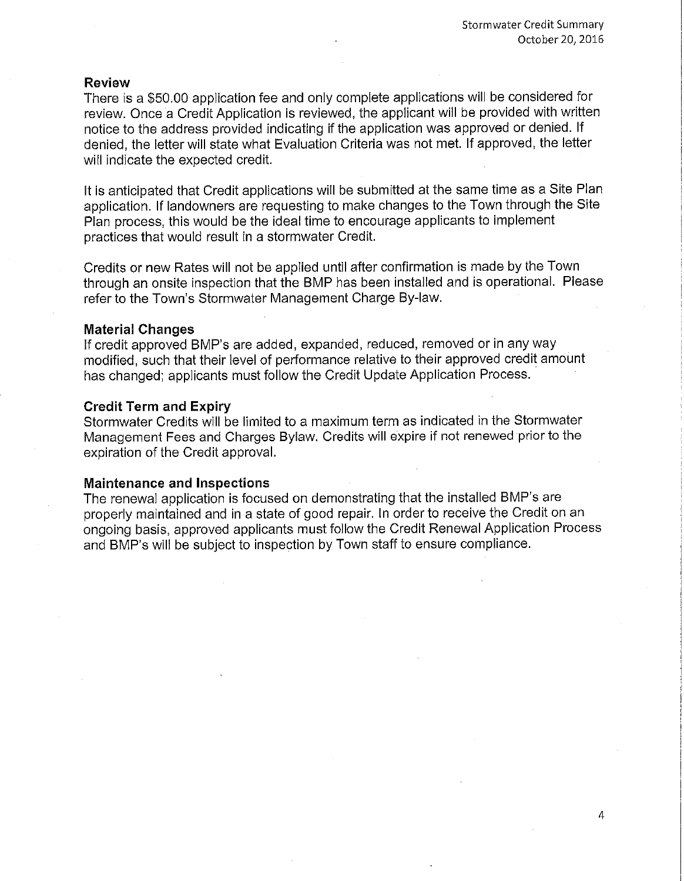### Review

There is a $50.00 application fee and only complete applications will be considered for review. Once a Credit Application is reviewed, the applicant will be provided with written notice to the address provided indicating if the application was approved or denied. If denied, the letter will state what Evaluation Criteria was not met. If approved, the letter will indicate the expected credit.

It is anticipated that Credit applications will be submitted at the same time as a Site Plan application. If landowners are requesting to make changes to the Town through the Site Plan process, this would be the ideal time to encourage applicants to implement practices that would result in a stormwater Credit.

Credits or new Rates will not be applied until after confirmation is made by the Town through an onsite inspection that the BMP has been installed and is operational. Please refer to the Town's Stormwater Management Charge By-law.

### Material Changes

If credit approved BMP's are added, expanded, reduced, removed or in any way modified, such that their level of performance relative to their approved credit amount has changed; applicants must follow the Credit Update Application Process.

### Credit Term and Expiry

Stormwater Credits will be limited to a maximum term as indicated in the Stormwater Management Fees and Charges Bylaw. Credits will expire if not renewed prior to the expiration of the Credit approval.

### Maintenance and Inspections

The renewal application is focused on demonstrating that the installed BMP's are properly maintained and in a state of good repair. In order to receive the Credit on an ongoing basis, approved applicants must follow the Credit Renewal Application Process and BMP's will be subject to inspection by Town staff to ensure compliance.